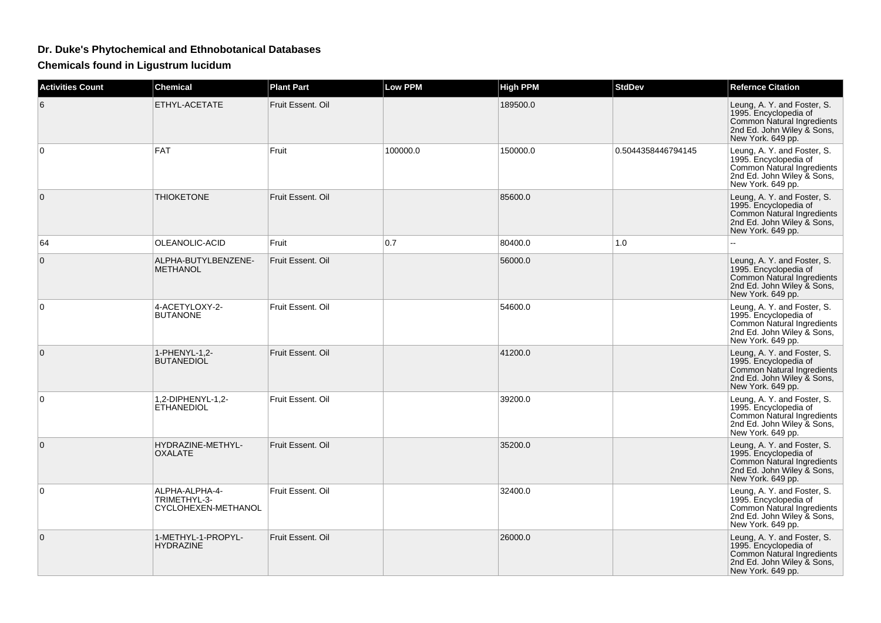# Dr. Duke's Phytochemical and Ethnobotanical Databases

## Chemicals found in Ligustrum lucidum

| Activities Count | Chemical | Plant Part | Low PPM | High PPM | StdDev | Refernce Citation |
|---|---|---|---|---|---|---|
| 6 | ETHYL-ACETATE | Fruit Essent. Oil | | 189500.0 | | Leung, A. Y. and Foster, S. 1995. Encyclopedia of Common Natural Ingredients 2nd Ed. John Wiley & Sons, New York. 649 pp. |
| 0 | FAT | Fruit | 100000.0 | 150000.0 | 0.5044358446794145 | Leung, A. Y. and Foster, S. 1995. Encyclopedia of Common Natural Ingredients 2nd Ed. John Wiley & Sons, New York. 649 pp. |
| 0 | THIOKETONE | Fruit Essent. Oil | | 85600.0 | | Leung, A. Y. and Foster, S. 1995. Encyclopedia of Common Natural Ingredients 2nd Ed. John Wiley & Sons, New York. 649 pp. |
| 64 | OLEANOLIC-ACID | Fruit | 0.7 | 80400.0 | 1.0 | -- |
| 0 | ALPHA-BUTYLBENZENE-METHANOL | Fruit Essent. Oil | | 56000.0 | | Leung, A. Y. and Foster, S. 1995. Encyclopedia of Common Natural Ingredients 2nd Ed. John Wiley & Sons, New York. 649 pp. |
| 0 | 4-ACETYLOXY-2-BUTANONE | Fruit Essent. Oil | | 54600.0 | | Leung, A. Y. and Foster, S. 1995. Encyclopedia of Common Natural Ingredients 2nd Ed. John Wiley & Sons, New York. 649 pp. |
| 0 | 1-PHENYL-1,2-BUTANEDIOL | Fruit Essent. Oil | | 41200.0 | | Leung, A. Y. and Foster, S. 1995. Encyclopedia of Common Natural Ingredients 2nd Ed. John Wiley & Sons, New York. 649 pp. |
| 0 | 1,2-DIPHENYL-1,2-ETHANEDIOL | Fruit Essent. Oil | | 39200.0 | | Leung, A. Y. and Foster, S. 1995. Encyclopedia of Common Natural Ingredients 2nd Ed. John Wiley & Sons, New York. 649 pp. |
| 0 | HYDRAZINE-METHYL-OXALATE | Fruit Essent. Oil | | 35200.0 | | Leung, A. Y. and Foster, S. 1995. Encyclopedia of Common Natural Ingredients 2nd Ed. John Wiley & Sons, New York. 649 pp. |
| 0 | ALPHA-ALPHA-4-TRIMETHYL-3-CYCLOHEXEN-METHANOL | Fruit Essent. Oil | | 32400.0 | | Leung, A. Y. and Foster, S. 1995. Encyclopedia of Common Natural Ingredients 2nd Ed. John Wiley & Sons, New York. 649 pp. |
| 0 | 1-METHYL-1-PROPYL-HYDRAZINE | Fruit Essent. Oil | | 26000.0 | | Leung, A. Y. and Foster, S. 1995. Encyclopedia of Common Natural Ingredients 2nd Ed. John Wiley & Sons, New York. 649 pp. |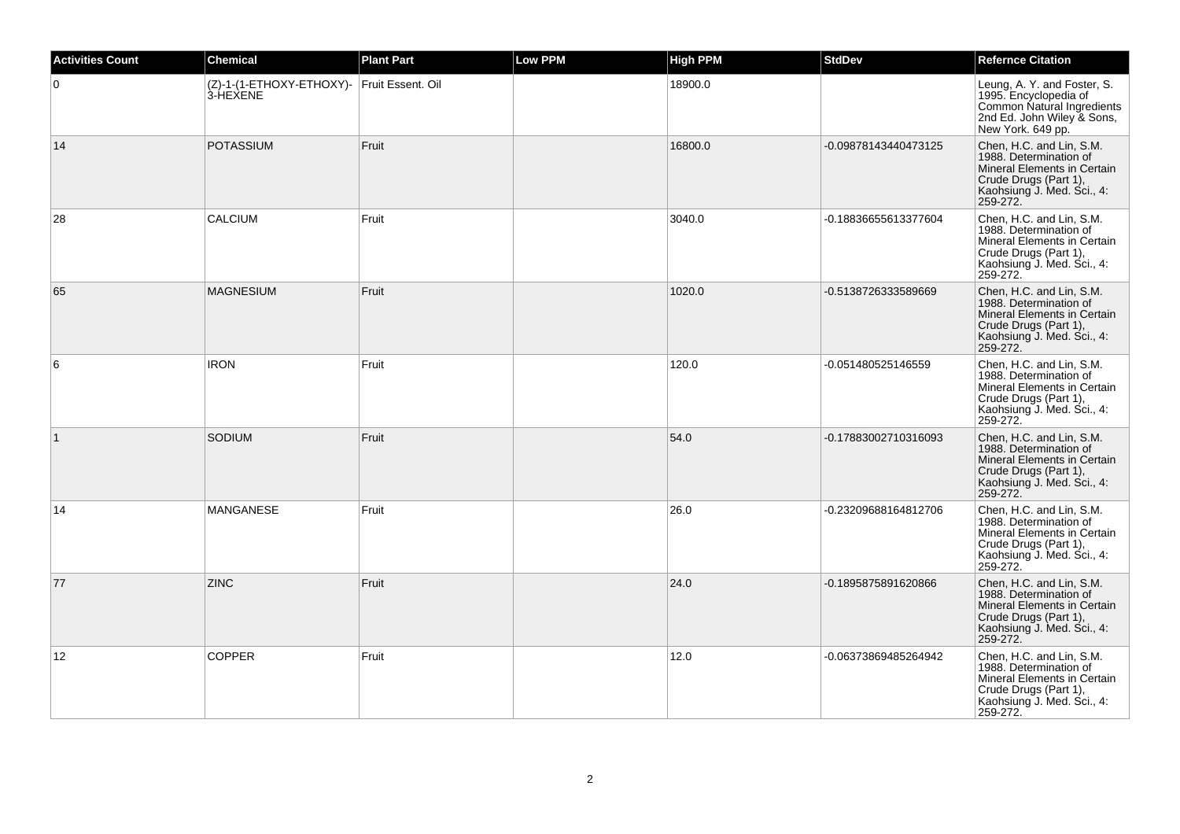| Activities Count | Chemical | Plant Part | Low PPM | High PPM | StdDev | Refernce Citation |
| --- | --- | --- | --- | --- | --- | --- |
| 0 | (Z)-1-(1-ETHOXY-ETHOXY)-3-HEXENE | Fruit Essent. Oil | | 18900.0 | | Leung, A. Y. and Foster, S. 1995. Encyclopedia of Common Natural Ingredients 2nd Ed. John Wiley & Sons, New York. 649 pp. |
| 14 | POTASSIUM | Fruit | | 16800.0 | -0.09878143440473125 | Chen, H.C. and Lin, S.M. 1988. Determination of Mineral Elements in Certain Crude Drugs (Part 1), Kaohsiung J. Med. Sci., 4: 259-272. |
| 28 | CALCIUM | Fruit | | 3040.0 | -0.18836655613377604 | Chen, H.C. and Lin, S.M. 1988. Determination of Mineral Elements in Certain Crude Drugs (Part 1), Kaohsiung J. Med. Sci., 4: 259-272. |
| 65 | MAGNESIUM | Fruit | | 1020.0 | -0.5138726333589669 | Chen, H.C. and Lin, S.M. 1988. Determination of Mineral Elements in Certain Crude Drugs (Part 1), Kaohsiung J. Med. Sci., 4: 259-272. |
| 6 | IRON | Fruit | | 120.0 | -0.051480525146559 | Chen, H.C. and Lin, S.M. 1988. Determination of Mineral Elements in Certain Crude Drugs (Part 1), Kaohsiung J. Med. Sci., 4: 259-272. |
| 1 | SODIUM | Fruit | | 54.0 | -0.17883002710316093 | Chen, H.C. and Lin, S.M. 1988. Determination of Mineral Elements in Certain Crude Drugs (Part 1), Kaohsiung J. Med. Sci., 4: 259-272. |
| 14 | MANGANESE | Fruit | | 26.0 | -0.23209688164812706 | Chen, H.C. and Lin, S.M. 1988. Determination of Mineral Elements in Certain Crude Drugs (Part 1), Kaohsiung J. Med. Sci., 4: 259-272. |
| 77 | ZINC | Fruit | | 24.0 | -0.1895875891620866 | Chen, H.C. and Lin, S.M. 1988. Determination of Mineral Elements in Certain Crude Drugs (Part 1), Kaohsiung J. Med. Sci., 4: 259-272. |
| 12 | COPPER | Fruit | | 12.0 | -0.06373869485264942 | Chen, H.C. and Lin, S.M. 1988. Determination of Mineral Elements in Certain Crude Drugs (Part 1), Kaohsiung J. Med. Sci., 4: 259-272. |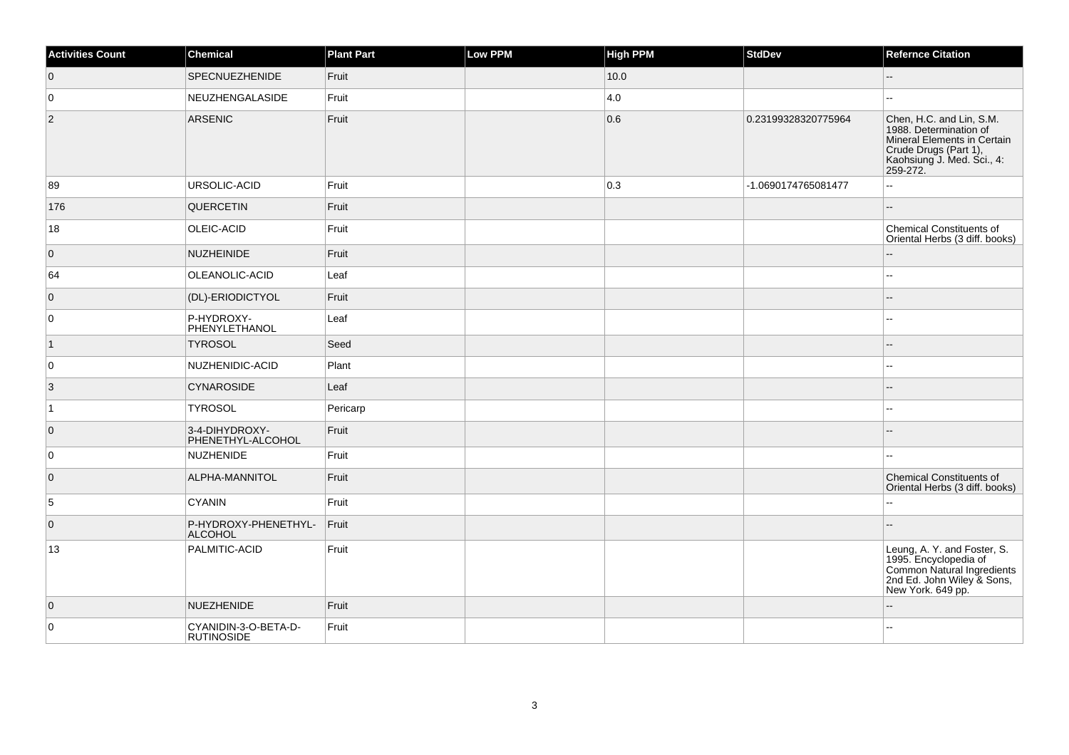| Activities Count | Chemical | Plant Part | Low PPM | High PPM | StdDev | Refernce Citation |
| --- | --- | --- | --- | --- | --- | --- |
| 0 | SPECNUEZHENIDE | Fruit | | 10.0 | | -- |
| 0 | NEUZHENGALASIDE | Fruit | | 4.0 | | -- |
| 2 | ARSENIC | Fruit | | 0.6 | 0.23199328320775964 | Chen, H.C. and Lin, S.M. 1988. Determination of Mineral Elements in Certain Crude Drugs (Part 1), Kaohsiung J. Med. Sci., 4: 259-272. |
| 89 | URSOLIC-ACID | Fruit | | 0.3 | -1.0690174765081477 | -- |
| 176 | QUERCETIN | Fruit | | | | -- |
| 18 | OLEIC-ACID | Fruit | | | | Chemical Constituents of Oriental Herbs (3 diff. books) |
| 0 | NUZHEINIDE | Fruit | | | | -- |
| 64 | OLEANOLIC-ACID | Leaf | | | | -- |
| 0 | (DL)-ERIODICTYOL | Fruit | | | | -- |
| 0 | P-HYDROXY-PHENYLETHANOL | Leaf | | | | -- |
| 1 | TYROSOL | Seed | | | | -- |
| 0 | NUZHENIDIC-ACID | Plant | | | | -- |
| 3 | CYNAROSIDE | Leaf | | | | -- |
| 1 | TYROSOL | Pericarp | | | | -- |
| 0 | 3-4-DIHYDROXY-PHENETHYL-ALCOHOL | Fruit | | | | -- |
| 0 | NUZHENIDE | Fruit | | | | -- |
| 0 | ALPHA-MANNITOL | Fruit | | | | Chemical Constituents of Oriental Herbs (3 diff. books) |
| 5 | CYANIN | Fruit | | | | -- |
| 0 | P-HYDROXY-PHENETHYL-ALCOHOL | Fruit | | | | -- |
| 13 | PALMITIC-ACID | Fruit | | | | Leung, A. Y. and Foster, S. 1995. Encyclopedia of Common Natural Ingredients 2nd Ed. John Wiley & Sons, New York. 649 pp. |
| 0 | NUEZHENIDE | Fruit | | | | -- |
| 0 | CYANIDIN-3-O-BETA-D-RUTINOSIDE | Fruit | | | | -- |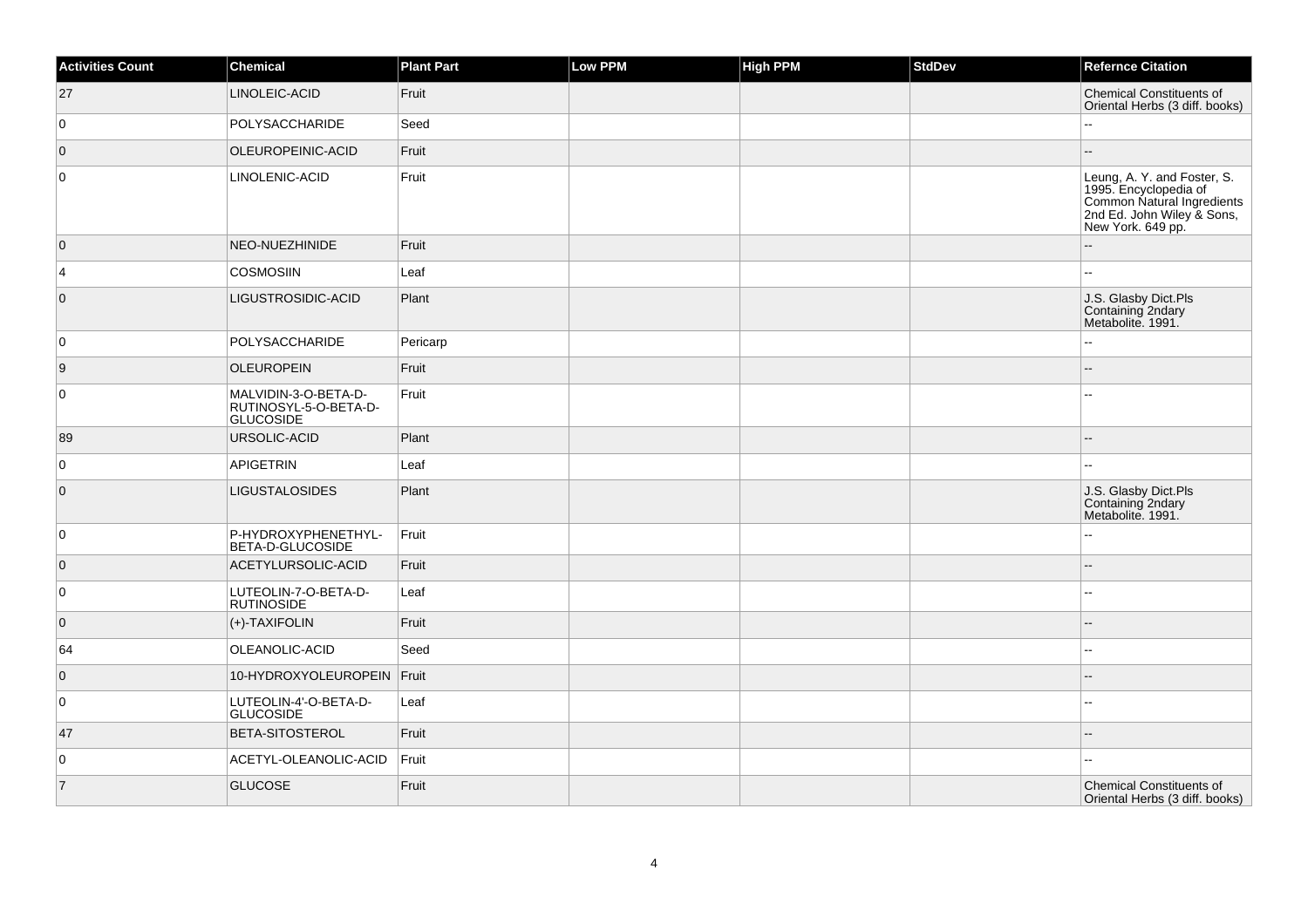| Activities Count | Chemical | Plant Part | Low PPM | High PPM | StdDev | Refernce Citation |
| --- | --- | --- | --- | --- | --- | --- |
| 27 | LINOLEIC-ACID | Fruit | | | | Chemical Constituents of Oriental Herbs (3 diff. books) |
| 0 | POLYSACCHARIDE | Seed | | | | -- |
| 0 | OLEUROPEINIC-ACID | Fruit | | | | -- |
| 0 | LINOLENIC-ACID | Fruit | | | | Leung, A. Y. and Foster, S. 1995. Encyclopedia of Common Natural Ingredients 2nd Ed. John Wiley & Sons, New York. 649 pp. |
| 0 | NEO-NUEZHINIDE | Fruit | | | | -- |
| 4 | COSMOSIIN | Leaf | | | | -- |
| 0 | LIGUSTROSIDIC-ACID | Plant | | | | J.S. Glasby Dict.Pls Containing 2ndary Metabolite. 1991. |
| 0 | POLYSACCHARIDE | Pericarp | | | | -- |
| 9 | OLEUROPEIN | Fruit | | | | -- |
| 0 | MALVIDIN-3-O-BETA-D-RUTINOSYL-5-O-BETA-D-GLUCOSIDE | Fruit | | | | -- |
| 89 | URSOLIC-ACID | Plant | | | | -- |
| 0 | APIGETRIN | Leaf | | | | -- |
| 0 | LIGUSTALOSIDES | Plant | | | | J.S. Glasby Dict.Pls Containing 2ndary Metabolite. 1991. |
| 0 | P-HYDROXYPHENETHYL-BETA-D-GLUCOSIDE | Fruit | | | | -- |
| 0 | ACETYLURSOLIC-ACID | Fruit | | | | -- |
| 0 | LUTEOLIN-7-O-BETA-D-RUTINOSIDE | Leaf | | | | -- |
| 0 | (+)-TAXIFOLIN | Fruit | | | | -- |
| 64 | OLEANOLIC-ACID | Seed | | | | -- |
| 0 | 10-HYDROXYOLEUROPEIN | Fruit | | | | -- |
| 0 | LUTEOLIN-4'-O-BETA-D-GLUCOSIDE | Leaf | | | | -- |
| 47 | BETA-SITOSTEROL | Fruit | | | | -- |
| 0 | ACETYL-OLEANOLIC-ACID | Fruit | | | | -- |
| 7 | GLUCOSE | Fruit | | | | Chemical Constituents of Oriental Herbs (3 diff. books) |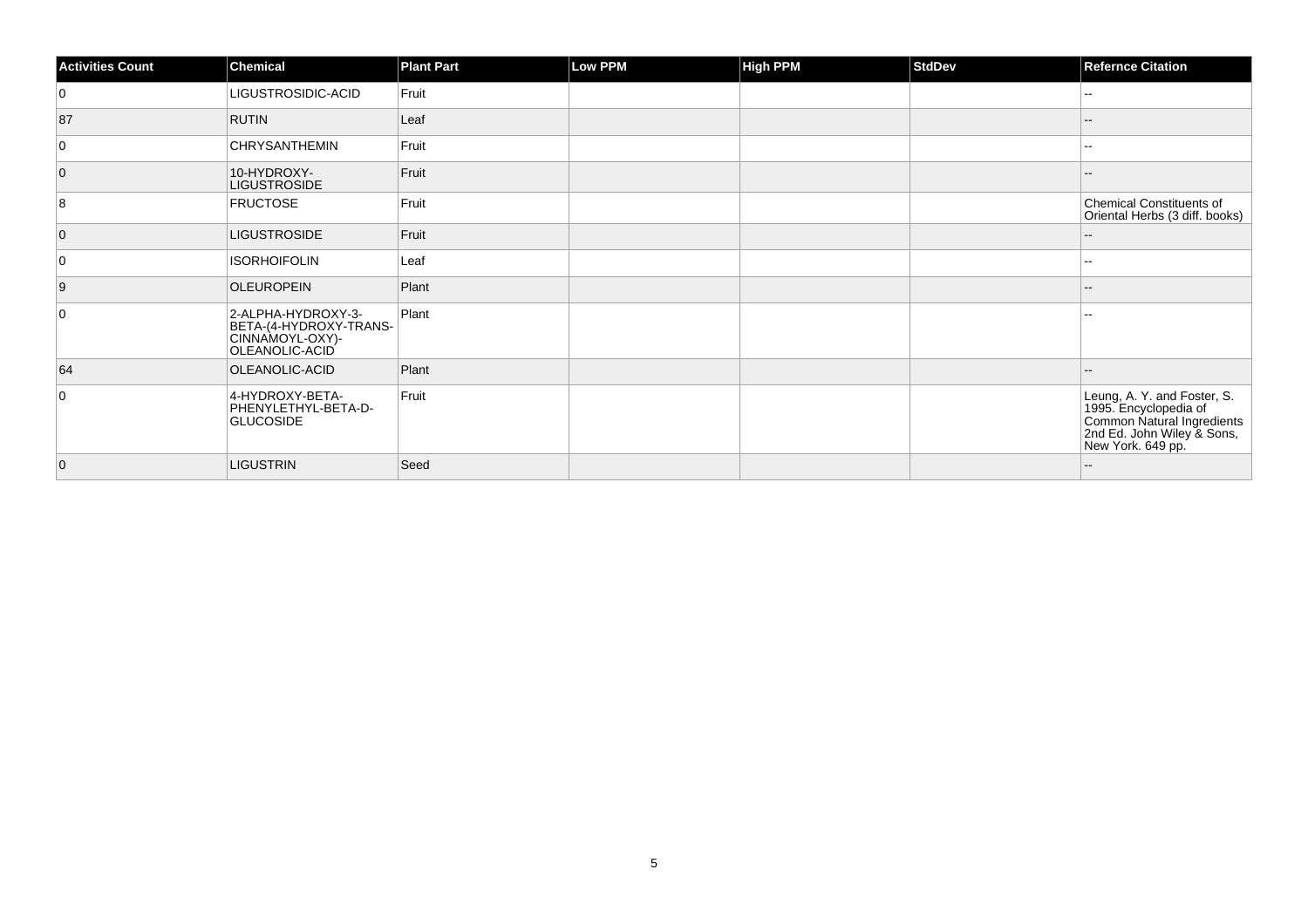| Activities Count | Chemical | Plant Part | Low PPM | High PPM | StdDev | Refernce Citation |
| --- | --- | --- | --- | --- | --- | --- |
| 0 | LIGUSTROSIDIC-ACID | Fruit | | | | -- |
| 87 | RUTIN | Leaf | | | | -- |
| 0 | CHRYSANTHEMIN | Fruit | | | | -- |
| 0 | 10-HYDROXY-LIGUSTROSIDE | Fruit | | | | -- |
| 8 | FRUCTOSE | Fruit | | | | Chemical Constituents of Oriental Herbs (3 diff. books) |
| 0 | LIGUSTROSIDE | Fruit | | | | -- |
| 0 | ISORHOIFOLIN | Leaf | | | | -- |
| 9 | OLEUROPEIN | Plant | | | | -- |
| 0 | 2-ALPHA-HYDROXY-3-BETA-(4-HYDROXY-TRANS-CINNAMOYL-OXY)-OLEANOLIC-ACID | Plant | | | | -- |
| 64 | OLEANOLIC-ACID | Plant | | | | -- |
| 0 | 4-HYDROXY-BETA-PHENYLETHYL-BETA-D-GLUCOSIDE | Fruit | | | | Leung, A. Y. and Foster, S. 1995. Encyclopedia of Common Natural Ingredients 2nd Ed. John Wiley & Sons, New York. 649 pp. |
| 0 | LIGUSTRIN | Seed | | | | -- |